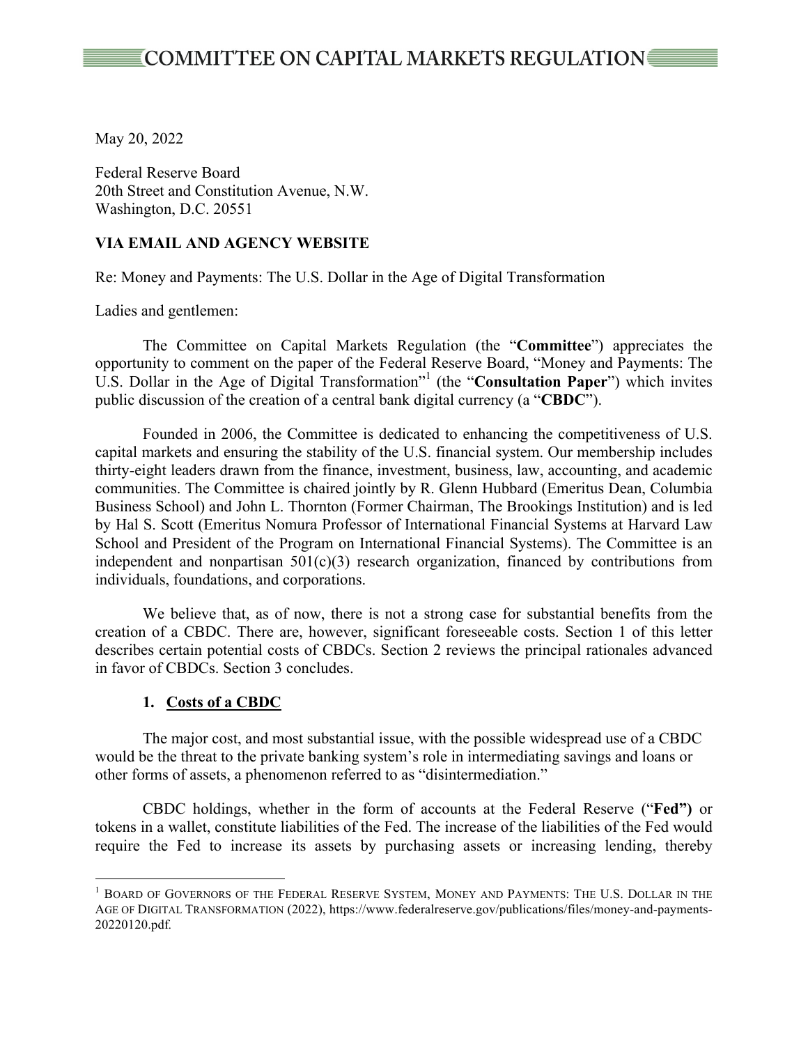# COMMITTEE ON CAPITAL MARKETS REGULATION

May 20, 2022

Federal Reserve Board
20th Street and Constitution Avenue, N.W.
Washington, D.C. 20551

**VIA EMAIL AND AGENCY WEBSITE**

Re: Money and Payments: The U.S. Dollar in the Age of Digital Transformation

Ladies and gentlemen:

The Committee on Capital Markets Regulation (the "**Committee**") appreciates the opportunity to comment on the paper of the Federal Reserve Board, "Money and Payments: The U.S. Dollar in the Age of Digital Transformation"[1] (the "**Consultation Paper**") which invites public discussion of the creation of a central bank digital currency (a "**CBDC**").

Founded in 2006, the Committee is dedicated to enhancing the competitiveness of U.S. capital markets and ensuring the stability of the U.S. financial system. Our membership includes thirty-eight leaders drawn from the finance, investment, business, law, accounting, and academic communities. The Committee is chaired jointly by R. Glenn Hubbard (Emeritus Dean, Columbia Business School) and John L. Thornton (Former Chairman, The Brookings Institution) and is led by Hal S. Scott (Emeritus Nomura Professor of International Financial Systems at Harvard Law School and President of the Program on International Financial Systems). The Committee is an independent and nonpartisan 501(c)(3) research organization, financed by contributions from individuals, foundations, and corporations.

We believe that, as of now, there is not a strong case for substantial benefits from the creation of a CBDC. There are, however, significant foreseeable costs. Section 1 of this letter describes certain potential costs of CBDCs. Section 2 reviews the principal rationales advanced in favor of CBDCs. Section 3 concludes.

## 1. Costs of a CBDC

The major cost, and most substantial issue, with the possible widespread use of a CBDC would be the threat to the private banking system's role in intermediating savings and loans or other forms of assets, a phenomenon referred to as "disintermediation."

CBDC holdings, whether in the form of accounts at the Federal Reserve ("**Fed"**) or tokens in a wallet, constitute liabilities of the Fed. The increase of the liabilities of the Fed would require the Fed to increase its assets by purchasing assets or increasing lending, thereby

---

[1] Board of Governors of the Federal Reserve System, Money and Payments: The U.S. Dollar in the Age of Digital Transformation (2022), https://www.federalreserve.gov/publications/files/money-and-payments-20220120.pdf.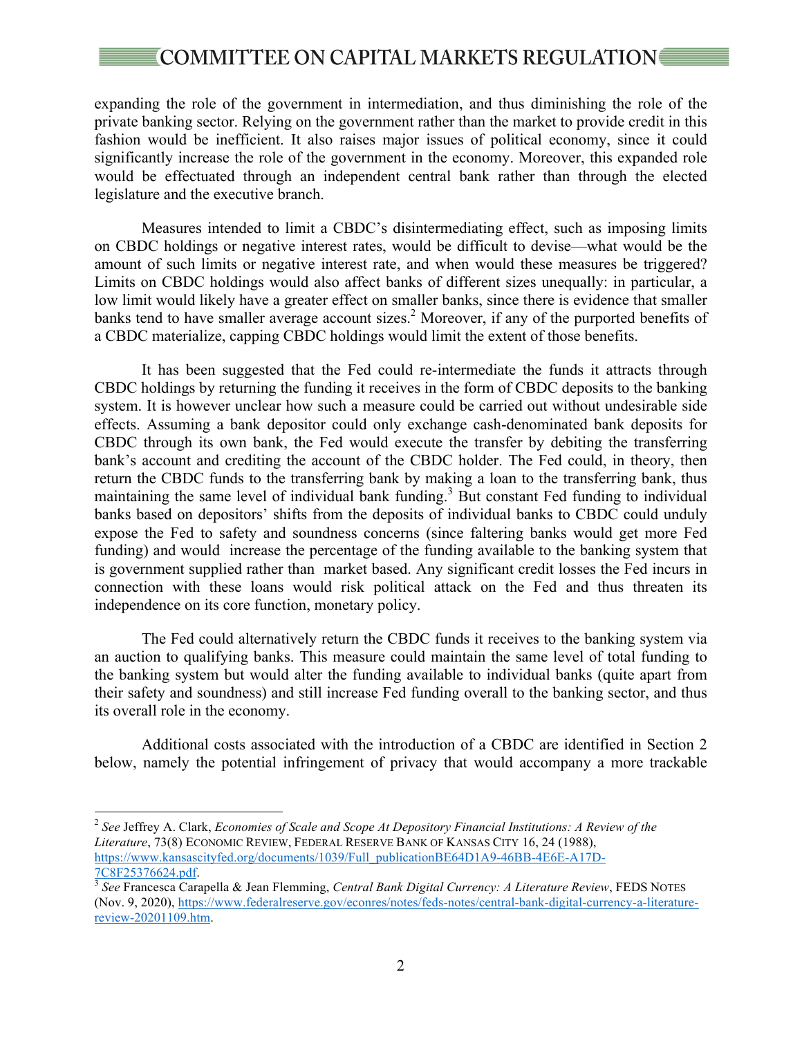expanding the role of the government in intermediation, and thus diminishing the role of the private banking sector. Relying on the government rather than the market to provide credit in this fashion would be inefficient. It also raises major issues of political economy, since it could significantly increase the role of the government in the economy. Moreover, this expanded role would be effectuated through an independent central bank rather than through the elected legislature and the executive branch.

Measures intended to limit a CBDC's disintermediating effect, such as imposing limits on CBDC holdings or negative interest rates, would be difficult to devise—what would be the amount of such limits or negative interest rate, and when would these measures be triggered? Limits on CBDC holdings would also affect banks of different sizes unequally: in particular, a low limit would likely have a greater effect on smaller banks, since there is evidence that smaller banks tend to have smaller average account sizes.[2] Moreover, if any of the purported benefits of a CBDC materialize, capping CBDC holdings would limit the extent of those benefits.

It has been suggested that the Fed could re-intermediate the funds it attracts through CBDC holdings by returning the funding it receives in the form of CBDC deposits to the banking system. It is however unclear how such a measure could be carried out without undesirable side effects. Assuming a bank depositor could only exchange cash-denominated bank deposits for CBDC through its own bank, the Fed would execute the transfer by debiting the transferring bank's account and crediting the account of the CBDC holder. The Fed could, in theory, then return the CBDC funds to the transferring bank by making a loan to the transferring bank, thus maintaining the same level of individual bank funding.[3] But constant Fed funding to individual banks based on depositors' shifts from the deposits of individual banks to CBDC could unduly expose the Fed to safety and soundness concerns (since faltering banks would get more Fed funding) and would increase the percentage of the funding available to the banking system that is government supplied rather than market based. Any significant credit losses the Fed incurs in connection with these loans would risk political attack on the Fed and thus threaten its independence on its core function, monetary policy.

The Fed could alternatively return the CBDC funds it receives to the banking system via an auction to qualifying banks. This measure could maintain the same level of total funding to the banking system but would alter the funding available to individual banks (quite apart from their safety and soundness) and still increase Fed funding overall to the banking sector, and thus its overall role in the economy.

Additional costs associated with the introduction of a CBDC are identified in Section 2 below, namely the potential infringement of privacy that would accompany a more trackable

---

[2] *See* Jeffrey A. Clark, *Economies of Scale and Scope At Depository Financial Institutions: A Review of the Literature*, 73(8) Economic Review, Federal Reserve Bank of Kansas City 16, 24 (1988), https://www.kansascityfed.org/documents/1039/Full_publicationBE64D1A9-46BB-4E6E-A17D-7C8F25376624.pdf.

[3] *See* Francesca Carapella & Jean Flemming, *Central Bank Digital Currency: A Literature Review*, FEDS Notes (Nov. 9, 2020), https://www.federalreserve.gov/econres/notes/feds-notes/central-bank-digital-currency-a-literature-review-20201109.htm.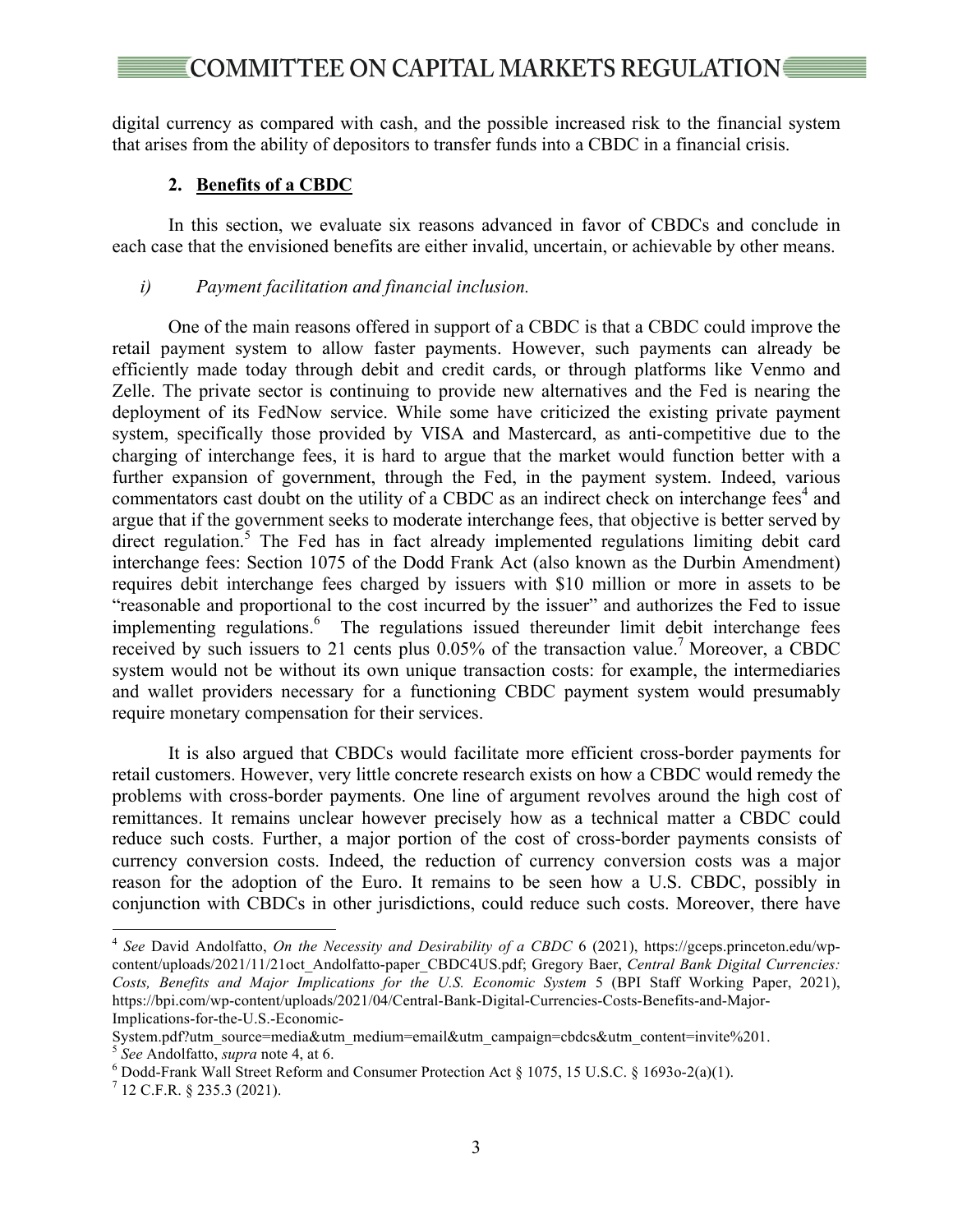digital currency as compared with cash, and the possible increased risk to the financial system that arises from the ability of depositors to transfer funds into a CBDC in a financial crisis.

### 2. Benefits of a CBDC

In this section, we evaluate six reasons advanced in favor of CBDCs and conclude in each case that the envisioned benefits are either invalid, uncertain, or achievable by other means.

*i) Payment facilitation and financial inclusion.*

One of the main reasons offered in support of a CBDC is that a CBDC could improve the retail payment system to allow faster payments. However, such payments can already be efficiently made today through debit and credit cards, or through platforms like Venmo and Zelle. The private sector is continuing to provide new alternatives and the Fed is nearing the deployment of its FedNow service. While some have criticized the existing private payment system, specifically those provided by VISA and Mastercard, as anti-competitive due to the charging of interchange fees, it is hard to argue that the market would function better with a further expansion of government, through the Fed, in the payment system. Indeed, various commentators cast doubt on the utility of a CBDC as an indirect check on interchange fees[4] and argue that if the government seeks to moderate interchange fees, that objective is better served by direct regulation.[5] The Fed has in fact already implemented regulations limiting debit card interchange fees: Section 1075 of the Dodd Frank Act (also known as the Durbin Amendment) requires debit interchange fees charged by issuers with $10 million or more in assets to be "reasonable and proportional to the cost incurred by the issuer" and authorizes the Fed to issue implementing regulations.[6] The regulations issued thereunder limit debit interchange fees received by such issuers to 21 cents plus 0.05% of the transaction value.[7] Moreover, a CBDC system would not be without its own unique transaction costs: for example, the intermediaries and wallet providers necessary for a functioning CBDC payment system would presumably require monetary compensation for their services.

It is also argued that CBDCs would facilitate more efficient cross-border payments for retail customers. However, very little concrete research exists on how a CBDC would remedy the problems with cross-border payments. One line of argument revolves around the high cost of remittances. It remains unclear however precisely how as a technical matter a CBDC could reduce such costs. Further, a major portion of the cost of cross-border payments consists of currency conversion costs. Indeed, the reduction of currency conversion costs was a major reason for the adoption of the Euro. It remains to be seen how a U.S. CBDC, possibly in conjunction with CBDCs in other jurisdictions, could reduce such costs. Moreover, there have

---

[4] *See* David Andolfatto, *On the Necessity and Desirability of a CBDC* 6 (2021), https://gceps.princeton.edu/wp-content/uploads/2021/11/21oct_Andolfatto-paper_CBDC4US.pdf; Gregory Baer, *Central Bank Digital Currencies: Costs, Benefits and Major Implications for the U.S. Economic System* 5 (BPI Staff Working Paper, 2021), https://bpi.com/wp-content/uploads/2021/04/Central-Bank-Digital-Currencies-Costs-Benefits-and-Major-Implications-for-the-U.S.-Economic-System.pdf?utm_source=media&utm_medium=email&utm_campaign=cbdcs&utm_content=invite%201.

[5] *See* Andolfatto, *supra* note 4, at 6.

[6] Dodd-Frank Wall Street Reform and Consumer Protection Act § 1075, 15 U.S.C. § 1693o-2(a)(1).

[7] 12 C.F.R. § 235.3 (2021).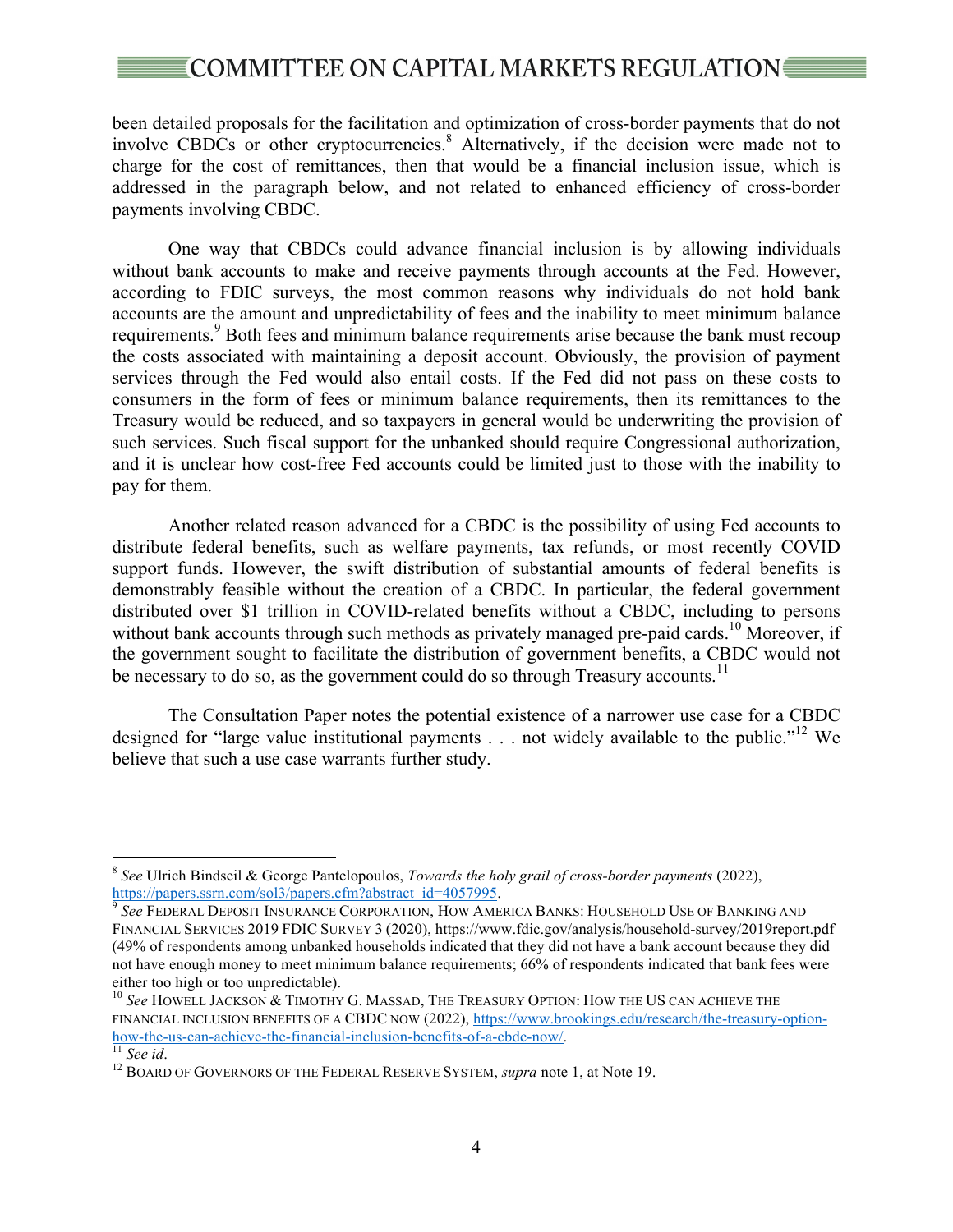been detailed proposals for the facilitation and optimization of cross-border payments that do not involve CBDCs or other cryptocurrencies.[8] Alternatively, if the decision were made not to charge for the cost of remittances, then that would be a financial inclusion issue, which is addressed in the paragraph below, and not related to enhanced efficiency of cross-border payments involving CBDC.

One way that CBDCs could advance financial inclusion is by allowing individuals without bank accounts to make and receive payments through accounts at the Fed. However, according to FDIC surveys, the most common reasons why individuals do not hold bank accounts are the amount and unpredictability of fees and the inability to meet minimum balance requirements.[9] Both fees and minimum balance requirements arise because the bank must recoup the costs associated with maintaining a deposit account. Obviously, the provision of payment services through the Fed would also entail costs. If the Fed did not pass on these costs to consumers in the form of fees or minimum balance requirements, then its remittances to the Treasury would be reduced, and so taxpayers in general would be underwriting the provision of such services. Such fiscal support for the unbanked should require Congressional authorization, and it is unclear how cost-free Fed accounts could be limited just to those with the inability to pay for them.

Another related reason advanced for a CBDC is the possibility of using Fed accounts to distribute federal benefits, such as welfare payments, tax refunds, or most recently COVID support funds. However, the swift distribution of substantial amounts of federal benefits is demonstrably feasible without the creation of a CBDC. In particular, the federal government distributed over $1 trillion in COVID-related benefits without a CBDC, including to persons without bank accounts through such methods as privately managed pre-paid cards.[10] Moreover, if the government sought to facilitate the distribution of government benefits, a CBDC would not be necessary to do so, as the government could do so through Treasury accounts.[11]

The Consultation Paper notes the potential existence of a narrower use case for a CBDC designed for "large value institutional payments . . . not widely available to the public."[12] We believe that such a use case warrants further study.

---

[8] *See* Ulrich Bindseil & George Pantelopoulos, *Towards the holy grail of cross-border payments* (2022), https://papers.ssrn.com/sol3/papers.cfm?abstract_id=4057995.

[9] *See* Federal Deposit Insurance Corporation, How America Banks: Household Use of Banking and Financial Services 2019 FDIC Survey 3 (2020), https://www.fdic.gov/analysis/household-survey/2019report.pdf (49% of respondents among unbanked households indicated that they did not have a bank account because they did not have enough money to meet minimum balance requirements; 66% of respondents indicated that bank fees were either too high or too unpredictable).

[10] *See* Howell Jackson & Timothy G. Massad, The Treasury Option: How the US can achieve the financial inclusion benefits of a CBDC now (2022), https://www.brookings.edu/research/the-treasury-option-how-the-us-can-achieve-the-financial-inclusion-benefits-of-a-cbdc-now/.

[11] *See id*.

[12] Board of Governors of the Federal Reserve System, *supra* note 1, at Note 19.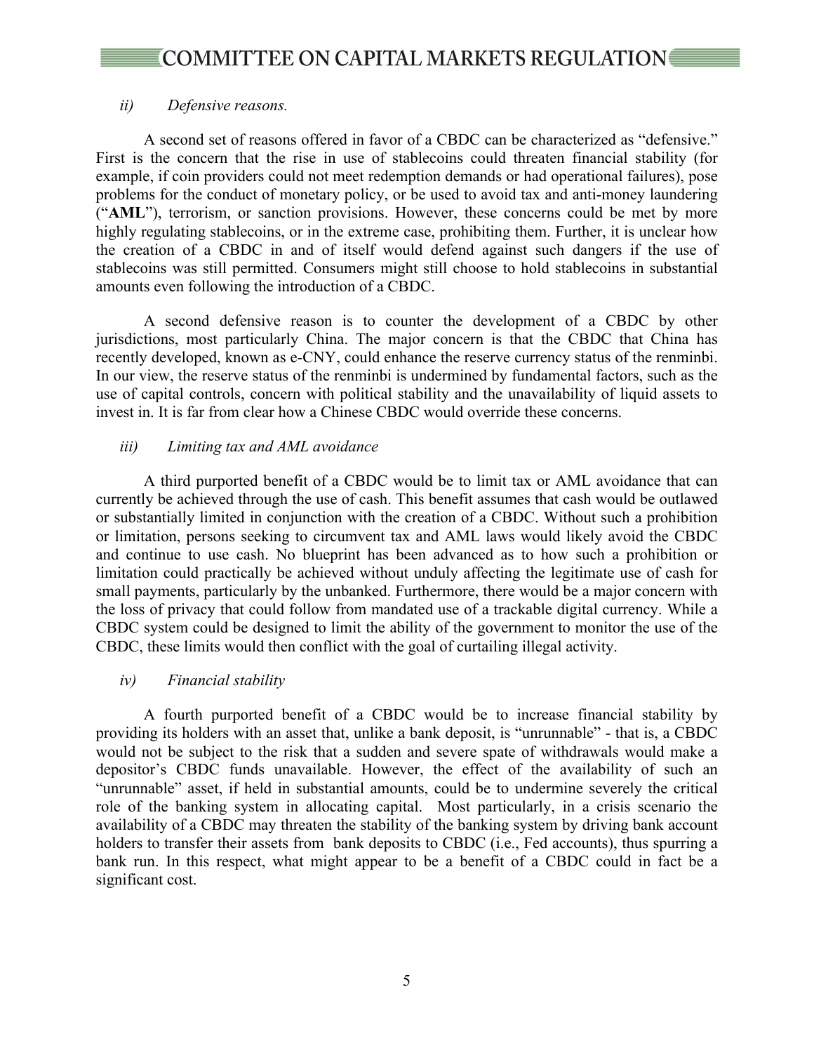*ii) Defensive reasons.*

A second set of reasons offered in favor of a CBDC can be characterized as "defensive." First is the concern that the rise in use of stablecoins could threaten financial stability (for example, if coin providers could not meet redemption demands or had operational failures), pose problems for the conduct of monetary policy, or be used to avoid tax and anti-money laundering ("**AML**"), terrorism, or sanction provisions. However, these concerns could be met by more highly regulating stablecoins, or in the extreme case, prohibiting them. Further, it is unclear how the creation of a CBDC in and of itself would defend against such dangers if the use of stablecoins was still permitted. Consumers might still choose to hold stablecoins in substantial amounts even following the introduction of a CBDC.

A second defensive reason is to counter the development of a CBDC by other jurisdictions, most particularly China. The major concern is that the CBDC that China has recently developed, known as e-CNY, could enhance the reserve currency status of the renminbi. In our view, the reserve status of the renminbi is undermined by fundamental factors, such as the use of capital controls, concern with political stability and the unavailability of liquid assets to invest in. It is far from clear how a Chinese CBDC would override these concerns.

*iii) Limiting tax and AML avoidance*

A third purported benefit of a CBDC would be to limit tax or AML avoidance that can currently be achieved through the use of cash. This benefit assumes that cash would be outlawed or substantially limited in conjunction with the creation of a CBDC. Without such a prohibition or limitation, persons seeking to circumvent tax and AML laws would likely avoid the CBDC and continue to use cash. No blueprint has been advanced as to how such a prohibition or limitation could practically be achieved without unduly affecting the legitimate use of cash for small payments, particularly by the unbanked. Furthermore, there would be a major concern with the loss of privacy that could follow from mandated use of a trackable digital currency. While a CBDC system could be designed to limit the ability of the government to monitor the use of the CBDC, these limits would then conflict with the goal of curtailing illegal activity.

*iv) Financial stability*

A fourth purported benefit of a CBDC would be to increase financial stability by providing its holders with an asset that, unlike a bank deposit, is "unrunnable" - that is, a CBDC would not be subject to the risk that a sudden and severe spate of withdrawals would make a depositor's CBDC funds unavailable. However, the effect of the availability of such an "unrunnable" asset, if held in substantial amounts, could be to undermine severely the critical role of the banking system in allocating capital. Most particularly, in a crisis scenario the availability of a CBDC may threaten the stability of the banking system by driving bank account holders to transfer their assets from bank deposits to CBDC (i.e., Fed accounts), thus spurring a bank run. In this respect, what might appear to be a benefit of a CBDC could in fact be a significant cost.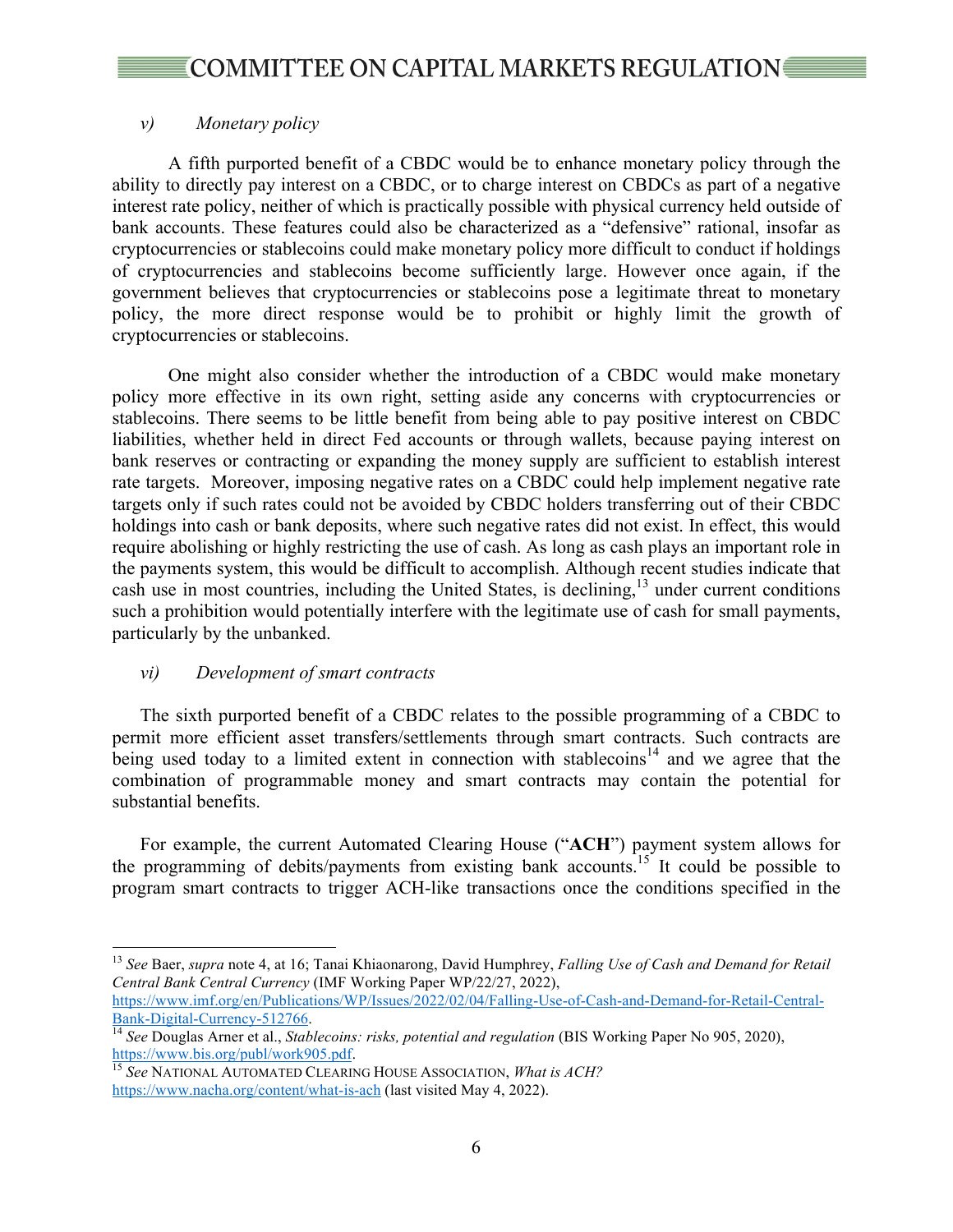*v) Monetary policy*

A fifth purported benefit of a CBDC would be to enhance monetary policy through the ability to directly pay interest on a CBDC, or to charge interest on CBDCs as part of a negative interest rate policy, neither of which is practically possible with physical currency held outside of bank accounts. These features could also be characterized as a "defensive" rational, insofar as cryptocurrencies or stablecoins could make monetary policy more difficult to conduct if holdings of cryptocurrencies and stablecoins become sufficiently large. However once again, if the government believes that cryptocurrencies or stablecoins pose a legitimate threat to monetary policy, the more direct response would be to prohibit or highly limit the growth of cryptocurrencies or stablecoins.

One might also consider whether the introduction of a CBDC would make monetary policy more effective in its own right, setting aside any concerns with cryptocurrencies or stablecoins. There seems to be little benefit from being able to pay positive interest on CBDC liabilities, whether held in direct Fed accounts or through wallets, because paying interest on bank reserves or contracting or expanding the money supply are sufficient to establish interest rate targets. Moreover, imposing negative rates on a CBDC could help implement negative rate targets only if such rates could not be avoided by CBDC holders transferring out of their CBDC holdings into cash or bank deposits, where such negative rates did not exist. In effect, this would require abolishing or highly restricting the use of cash. As long as cash plays an important role in the payments system, this would be difficult to accomplish. Although recent studies indicate that cash use in most countries, including the United States, is declining,[13] under current conditions such a prohibition would potentially interfere with the legitimate use of cash for small payments, particularly by the unbanked.

*vi) Development of smart contracts*

The sixth purported benefit of a CBDC relates to the possible programming of a CBDC to permit more efficient asset transfers/settlements through smart contracts. Such contracts are being used today to a limited extent in connection with stablecoins[14] and we agree that the combination of programmable money and smart contracts may contain the potential for substantial benefits.

For example, the current Automated Clearing House ("**ACH**") payment system allows for the programming of debits/payments from existing bank accounts.[15] It could be possible to program smart contracts to trigger ACH-like transactions once the conditions specified in the

---

[13] *See* Baer, *supra* note 4, at 16; Tanai Khiaonarong, David Humphrey, *Falling Use of Cash and Demand for Retail Central Bank Central Currency* (IMF Working Paper WP/22/27, 2022), https://www.imf.org/en/Publications/WP/Issues/2022/02/04/Falling-Use-of-Cash-and-Demand-for-Retail-Central-Bank-Digital-Currency-512766.

[14] *See* Douglas Arner et al., *Stablecoins: risks, potential and regulation* (BIS Working Paper No 905, 2020), https://www.bis.org/publ/work905.pdf.

[15] *See* NATIONAL AUTOMATED CLEARING HOUSE ASSOCIATION, *What is ACH?* https://www.nacha.org/content/what-is-ach (last visited May 4, 2022).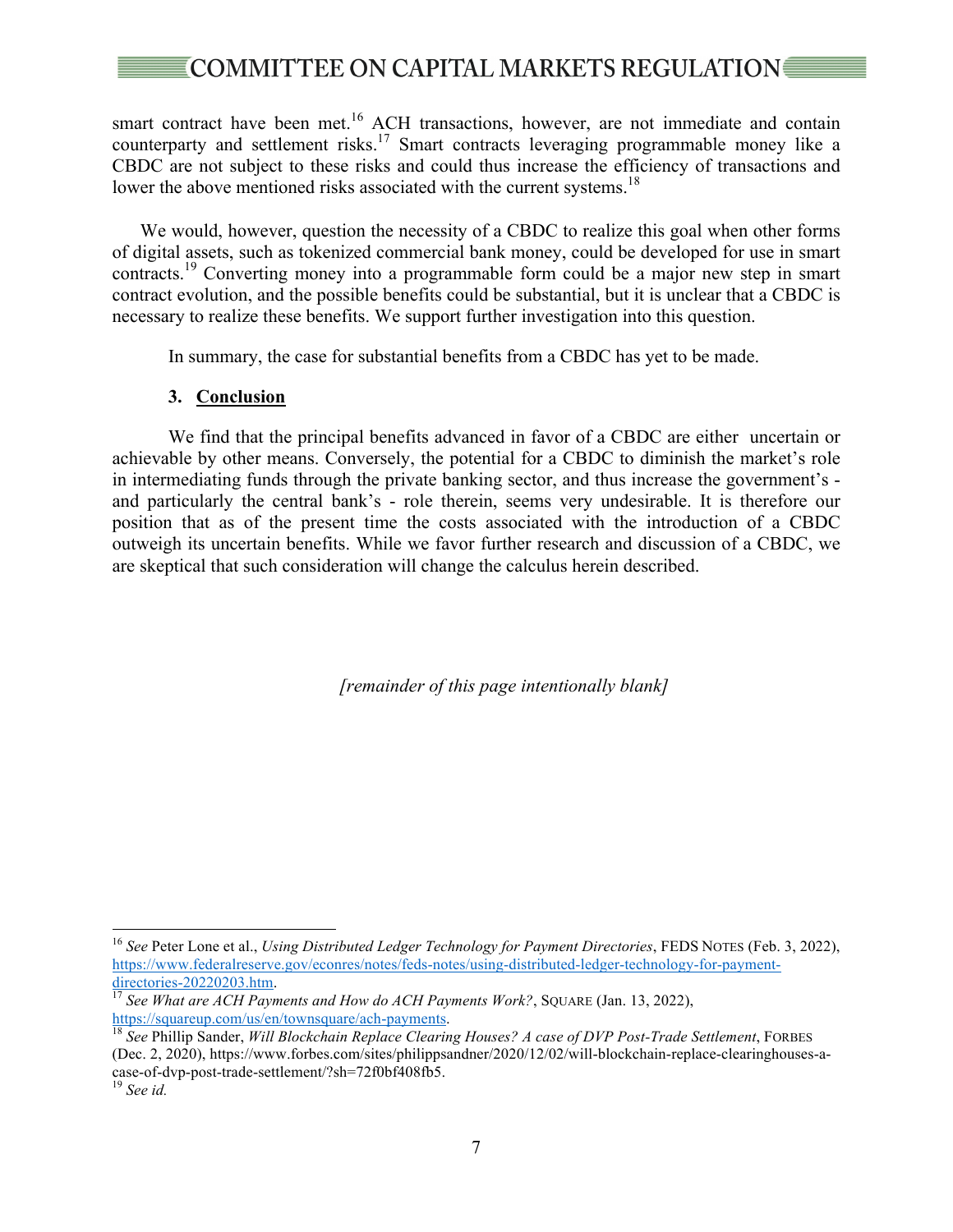smart contract have been met.[16] ACH transactions, however, are not immediate and contain counterparty and settlement risks.[17] Smart contracts leveraging programmable money like a CBDC are not subject to these risks and could thus increase the efficiency of transactions and lower the above mentioned risks associated with the current systems.[18]

We would, however, question the necessity of a CBDC to realize this goal when other forms of digital assets, such as tokenized commercial bank money, could be developed for use in smart contracts.[19] Converting money into a programmable form could be a major new step in smart contract evolution, and the possible benefits could be substantial, but it is unclear that a CBDC is necessary to realize these benefits. We support further investigation into this question.

In summary, the case for substantial benefits from a CBDC has yet to be made.

### 3. Conclusion

We find that the principal benefits advanced in favor of a CBDC are either uncertain or achievable by other means. Conversely, the potential for a CBDC to diminish the market's role in intermediating funds through the private banking sector, and thus increase the government's - and particularly the central bank's - role therein, seems very undesirable. It is therefore our position that as of the present time the costs associated with the introduction of a CBDC outweigh its uncertain benefits. While we favor further research and discussion of a CBDC, we are skeptical that such consideration will change the calculus herein described.

*[remainder of this page intentionally blank]*

---

[16] *See* Peter Lone et al., *Using Distributed Ledger Technology for Payment Directories*, FEDS NOTES (Feb. 3, 2022), https://www.federalreserve.gov/econres/notes/feds-notes/using-distributed-ledger-technology-for-payment-directories-20220203.htm.

[17] *See What are ACH Payments and How do ACH Payments Work?*, SQUARE (Jan. 13, 2022), https://squareup.com/us/en/townsquare/ach-payments.

[18] *See* Phillip Sander, *Will Blockchain Replace Clearing Houses? A case of DVP Post-Trade Settlement*, FORBES (Dec. 2, 2020), https://www.forbes.com/sites/philippsandner/2020/12/02/will-blockchain-replace-clearinghouses-a-case-of-dvp-post-trade-settlement/?sh=72f0bf408fb5.

[19] *See id.*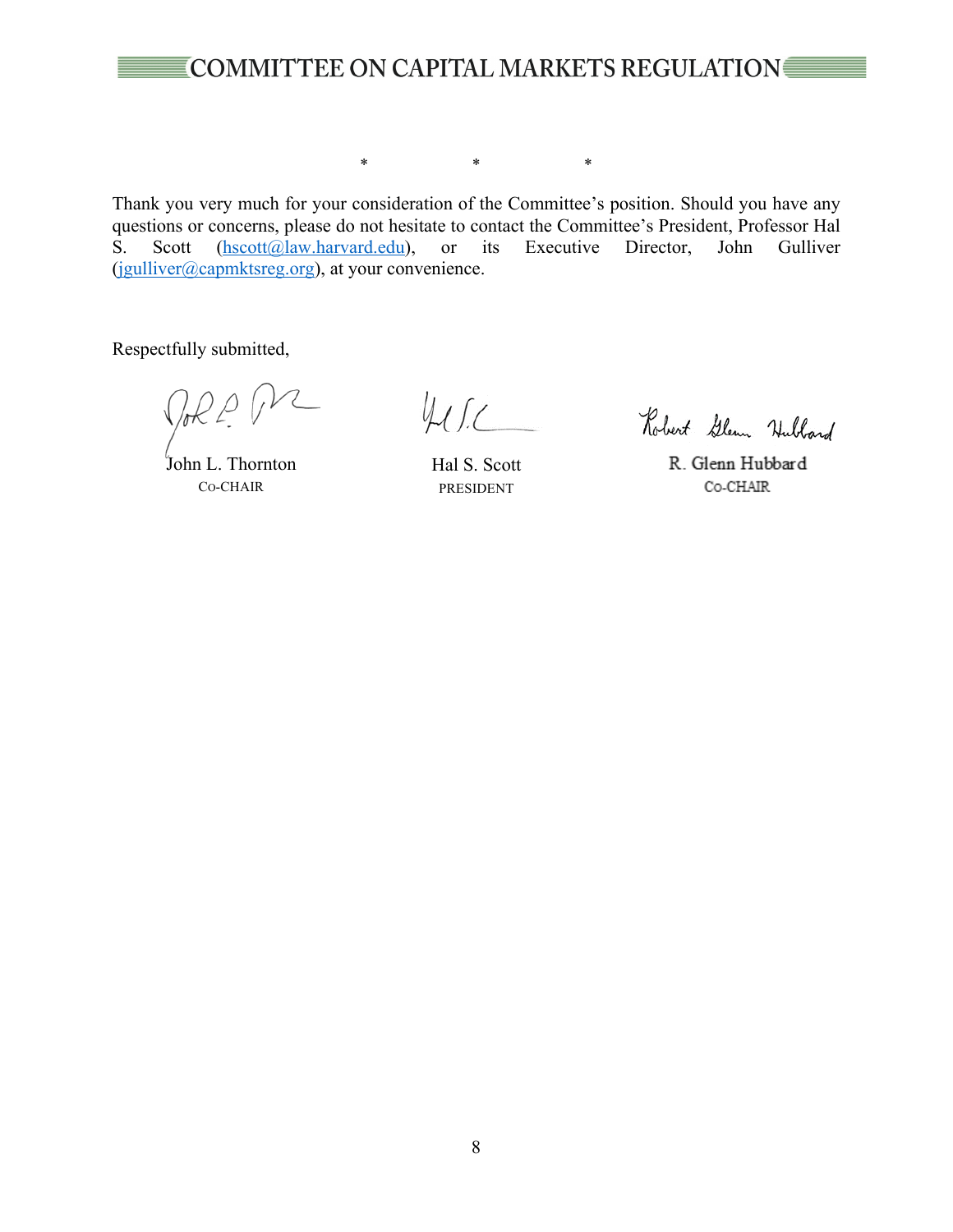\*   \*   \*

Thank you very much for your consideration of the Committee's position. Should you have any questions or concerns, please do not hesitate to contact the Committee's President, Professor Hal S. Scott (hscott@law.harvard.edu), or its Executive Director, John Gulliver (jgulliver@capmktsreg.org), at your convenience.

Respectfully submitted,

| | | |
|---|---|---|
| John L. Thornton | Hal S. Scott | R. Glenn Hubbard |
| CO-CHAIR | PRESIDENT | CO-CHAIR |